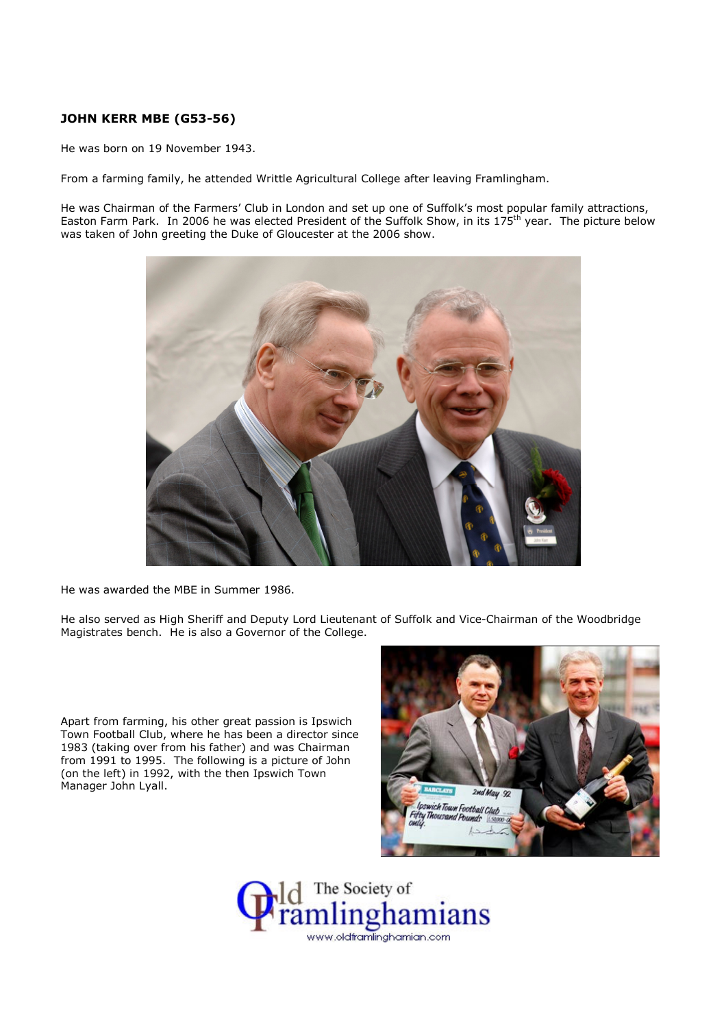**JOHN KERR MBE (G53-56)**

He was born on 19 November 1943.

From a farming family, he attended Writtle Agricultural College after leaving Framlingham.

He was Chairman of the Farmers' Club in London and set up one of Suffolk's most popular family attractions, Easton Farm Park. In 2006 he was elected President of the Suffolk Show, in its 175th year. The picture below was taken of John greeting the Duke of Gloucester at the 2006 show.

He was awarded the MBE in Summer 1986.

He also served as High Sheriff and Deputy Lord Lieutenant of Suffolk and Vice-Chairman of the Woodbridge Magistrates bench. He is also a Governor of the College.

Apart from farming, his other great passion is Ipswich Town Football Club, where he has been a director since 1983 (taking over from his father) and was Chairman from 1991 to 1995. The following is a picture of John (on the left) in 1992, with the then Ipswich Town Manager John Lyall.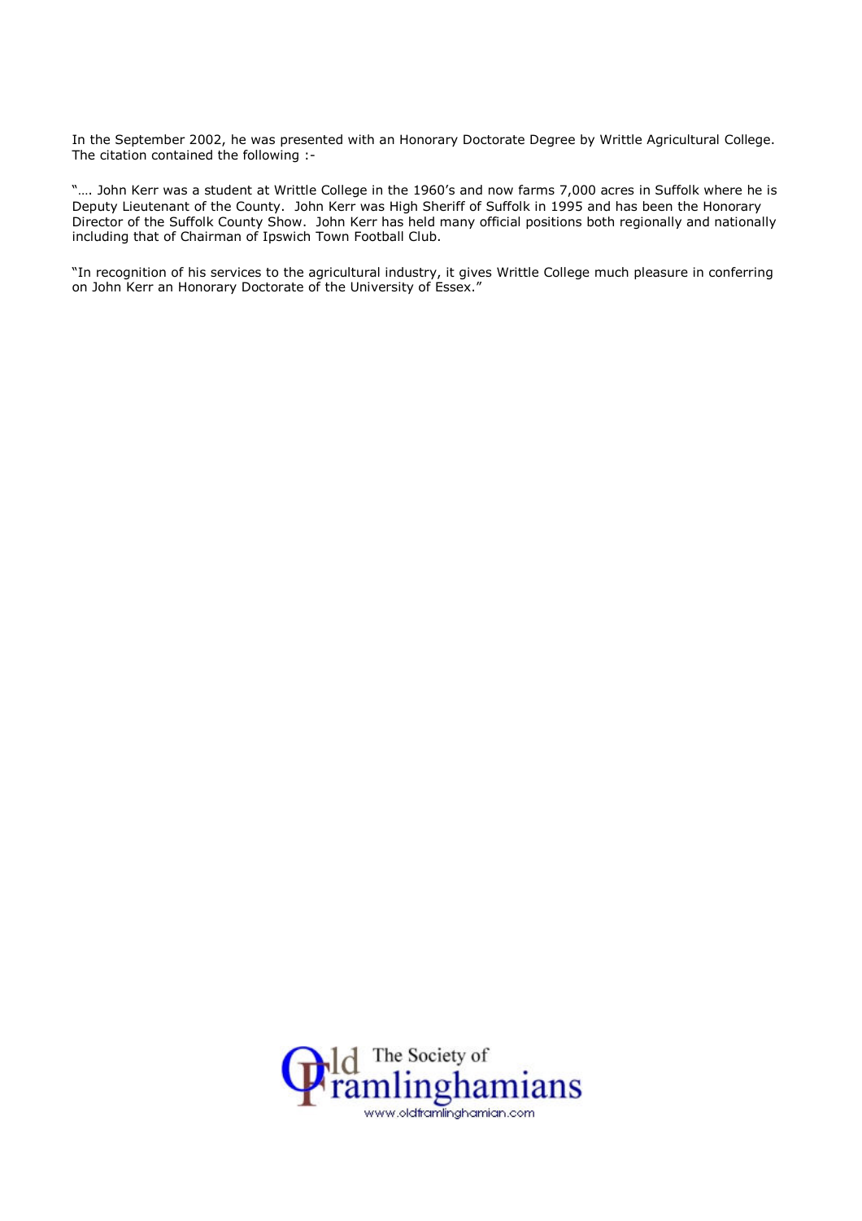In the September 2002, he was presented with an Honorary Doctorate Degree by Writtle Agricultural College. The citation contained the following :-

"…. John Kerr was a student at Writtle College in the 1960's and now farms 7,000 acres in Suffolk where he is Deputy Lieutenant of the County. John Kerr was High Sheriff of Suffolk in 1995 and has been the Honorary Director of the Suffolk County Show. John Kerr has held many official positions both regionally and nationally including that of Chairman of Ipswich Town Football Club.

"In recognition of his services to the agricultural industry, it gives Writtle College much pleasure in conferring on John Kerr an Honorary Doctorate of the University of Essex."